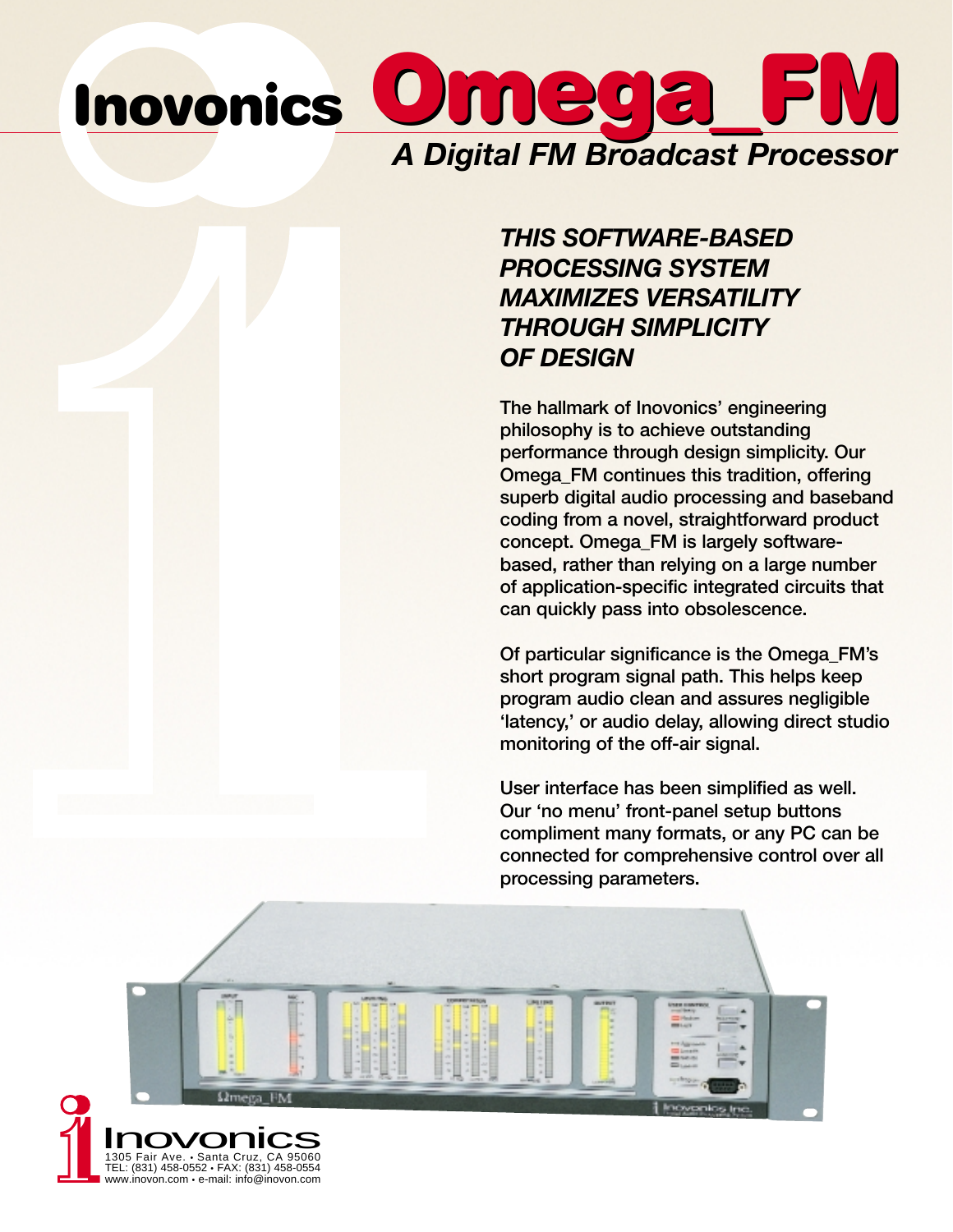# Inovonics Omega_FM

## *A Digital FM Broadcast Processor*

### *THIS SOFTWARE-BASED PROCESSING SYSTEM MAXIMIZES VERSATILITY THROUGH SIMPLICITY OF DESIGN*

The hallmark of Inovonics' engineering philosophy is to achieve outstanding performance through design simplicity. Our Omega_FM continues this tradition, offering superb digital audio processing and baseband coding from a novel, straightforward product concept. Omega_FM is largely software-based, rather than relying on a large number of application-specific integrated circuits that can quickly pass into obsolescence.

Of particular significance is the Omega_FM's short program signal path. This helps keep program audio clean and assures negligible 'latency,' or audio delay, allowing direct studio monitoring of the off-air signal.

User interface has been simplified as well. Our 'no menu' front-panel setup buttons compliment many formats, or any PC can be connected for comprehensive control over all processing parameters.

Inovonics
1305 Fair Ave. • Santa Cruz, CA 95060
TEL: (831) 458-0552 • FAX: (831) 458-0554
www.inovon.com • e-mail: info@inovon.com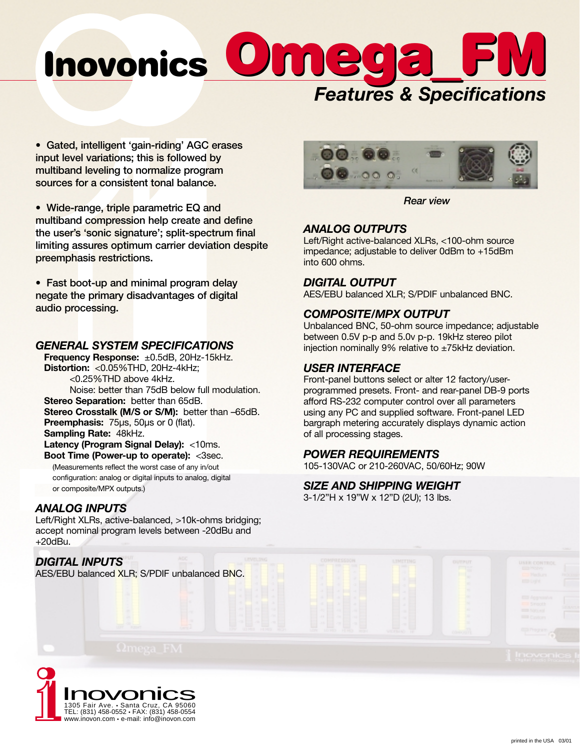# Inovonics Omega_FM

## *Features & Specifications*

• Gated, intelligent 'gain-riding' AGC erases input level variations; this is followed by multiband leveling to normalize program sources for a consistent tonal balance.

• Wide-range, triple parametric EQ and multiband compression help create and define the user's 'sonic signature'; split-spectrum final limiting assures optimum carrier deviation despite preemphasis restrictions.

• Fast boot-up and minimal program delay negate the primary disadvantages of digital audio processing.

### *GENERAL SYSTEM SPECIFICATIONS*

**Frequency Response:** ±0.5dB, 20Hz-15kHz.
**Distortion:** <0.05%THD, 20Hz-4kHz;
<0.25%THD above 4kHz.
Noise: better than 75dB below full modulation.
**Stereo Separation:** better than 65dB.
**Stereo Crosstalk (M/S or S/M):** better than –65dB.
**Preemphasis:** 75µs, 50µs or 0 (flat).
**Sampling Rate:** 48kHz.
**Latency (Program Signal Delay):** <10ms.
**Boot Time (Power-up to operate):** <3sec.
(Measurements reflect the worst case of any in/out configuration: analog or digital inputs to analog, digital or composite/MPX outputs.)

### *ANALOG INPUTS*

Left/Right XLRs, active-balanced, >10k-ohms bridging; accept nominal program levels between -20dBu and +20dBu.

### *DIGITAL INPUTS*

AES/EBU balanced XLR; S/PDIF unbalanced BNC.

*Rear view*

### *ANALOG OUTPUTS*

Left/Right active-balanced XLRs, <100-ohm source impedance; adjustable to deliver 0dBm to +15dBm into 600 ohms.

### *DIGITAL OUTPUT*

AES/EBU balanced XLR; S/PDIF unbalanced BNC.

### *COMPOSITE/MPX OUTPUT*

Unbalanced BNC, 50-ohm source impedance; adjustable between 0.5V p-p and 5.0v p-p. 19kHz stereo pilot injection nominally 9% relative to ±75kHz deviation.

### *USER INTERFACE*

Front-panel buttons select or alter 12 factory/user-programmed presets. Front- and rear-panel DB-9 ports afford RS-232 computer control over all parameters using any PC and supplied software. Front-panel LED bargraph metering accurately displays dynamic action of all processing stages.

### *POWER REQUIREMENTS*

105-130VAC or 210-260VAC, 50/60Hz; 90W

### *SIZE AND SHIPPING WEIGHT*

3-1/2"H x 19"W x 12"D (2U); 13 lbs.

Inovonics
1305 Fair Ave. • Santa Cruz, CA 95060
TEL: (831) 458-0552 • FAX: (831) 458-0554
www.inovon.com • e-mail: info@inovon.com

printed in the USA 03/01